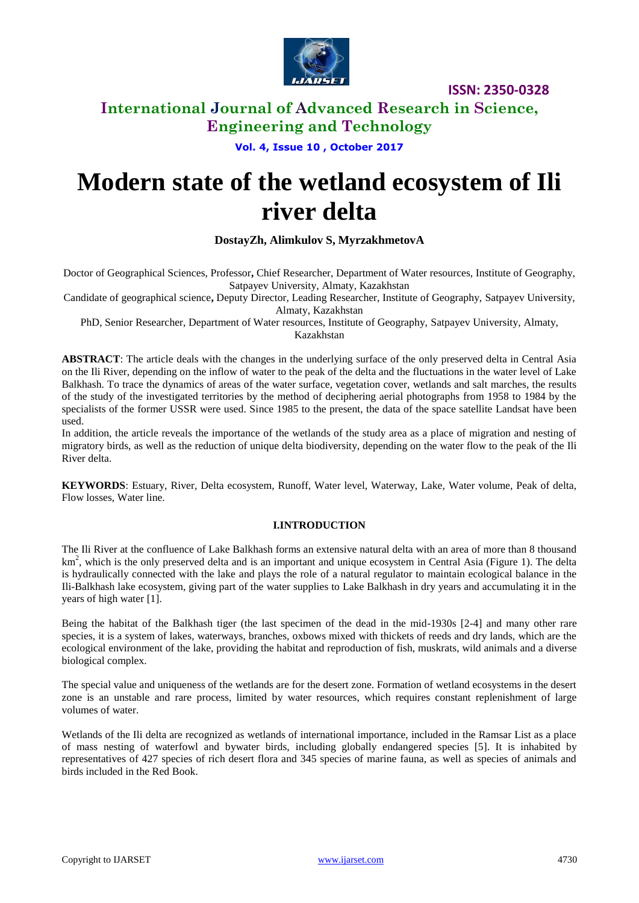# Modern state of the wetland ecosystem of Ili river delta

**DostayZh, Alimkulov S, MyrzakhmetovA**

Doctor of Geographical Sciences, Professor**,** Chief Researcher, Department of Water resources, Institute of Geography, Satpayev University, Almaty, Kazakhstan

Candidate of geographical science**,** Deputy Director, Leading Researcher, Institute of Geography, Satpayev University, Almaty, Kazakhstan

PhD, Senior Researcher, Department of Water resources, Institute of Geography, Satpayev University, Almaty, Kazakhstan

**ABSTRACT**: The article deals with the changes in the underlying surface of the only preserved delta in Central Asia on the Ili River, depending on the inflow of water to the peak of the delta and the fluctuations in the water level of Lake Balkhash. To trace the dynamics of areas of the water surface, vegetation cover, wetlands and salt marches, the results of the study of the investigated territories by the method of deciphering aerial photographs from 1958 to 1984 by the specialists of the former USSR were used. Since 1985 to the present, the data of the space satellite Landsat have been used.

In addition, the article reveals the importance of the wetlands of the study area as a place of migration and nesting of migratory birds, as well as the reduction of unique delta biodiversity, depending on the water flow to the peak of the Ili River delta.

**KEYWORDS**: Estuary, River, Delta ecosystem, Runoff, Water level, Waterway, Lake, Water volume, Peak of delta, Flow losses, Water line.

## I.INTRODUCTION

The Ili River at the confluence of Lake Balkhash forms an extensive natural delta with an area of more than 8 thousand $km^2$, which is the only preserved delta and is an important and unique ecosystem in Central Asia (Figure 1). The delta is hydraulically connected with the lake and plays the role of a natural regulator to maintain ecological balance in the Ili-Balkhash lake ecosystem, giving part of the water supplies to Lake Balkhash in dry years and accumulating it in the years of high water [1].

Being the habitat of the Balkhash tiger (the last specimen of the dead in the mid-1930s [2-4] and many other rare species, it is a system of lakes, waterways, branches, oxbows mixed with thickets of reeds and dry lands, which are the ecological environment of the lake, providing the habitat and reproduction of fish, muskrats, wild animals and a diverse biological complex.

The special value and uniqueness of the wetlands are for the desert zone. Formation of wetland ecosystems in the desert zone is an unstable and rare process, limited by water resources, which requires constant replenishment of large volumes of water.

Wetlands of the Ili delta are recognized as wetlands of international importance, included in the Ramsar List as a place of mass nesting of waterfowl and bywater birds, including globally endangered species [5]. It is inhabited by representatives of 427 species of rich desert flora and 345 species of marine fauna, as well as species of animals and birds included in the Red Book.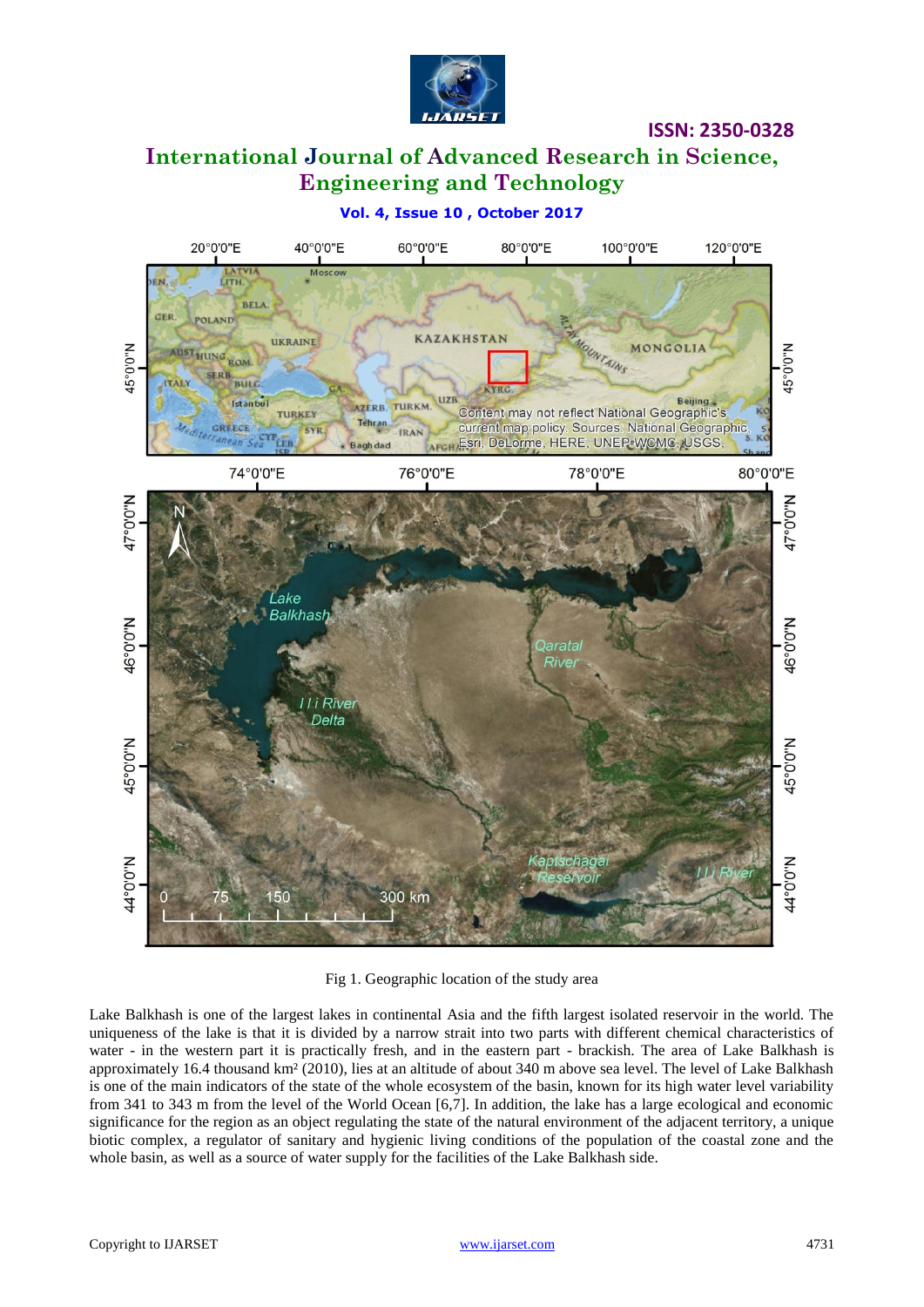Fig 1. Geographic location of the study area

Lake Balkhash is one of the largest lakes in continental Asia and the fifth largest isolated reservoir in the world. The uniqueness of the lake is that it is divided by a narrow strait into two parts with different chemical characteristics of water - in the western part it is practically fresh, and in the eastern part - brackish. The area of Lake Balkhash is approximately 16.4 thousand km² (2010), lies at an altitude of about 340 m above sea level. The level of Lake Balkhash is one of the main indicators of the state of the whole ecosystem of the basin, known for its high water level variability from 341 to 343 m from the level of the World Ocean [6,7]. In addition, the lake has a large ecological and economic significance for the region as an object regulating the state of the natural environment of the adjacent territory, a unique biotic complex, a regulator of sanitary and hygienic living conditions of the population of the coastal zone and the whole basin, as well as a source of water supply for the facilities of the Lake Balkhash side.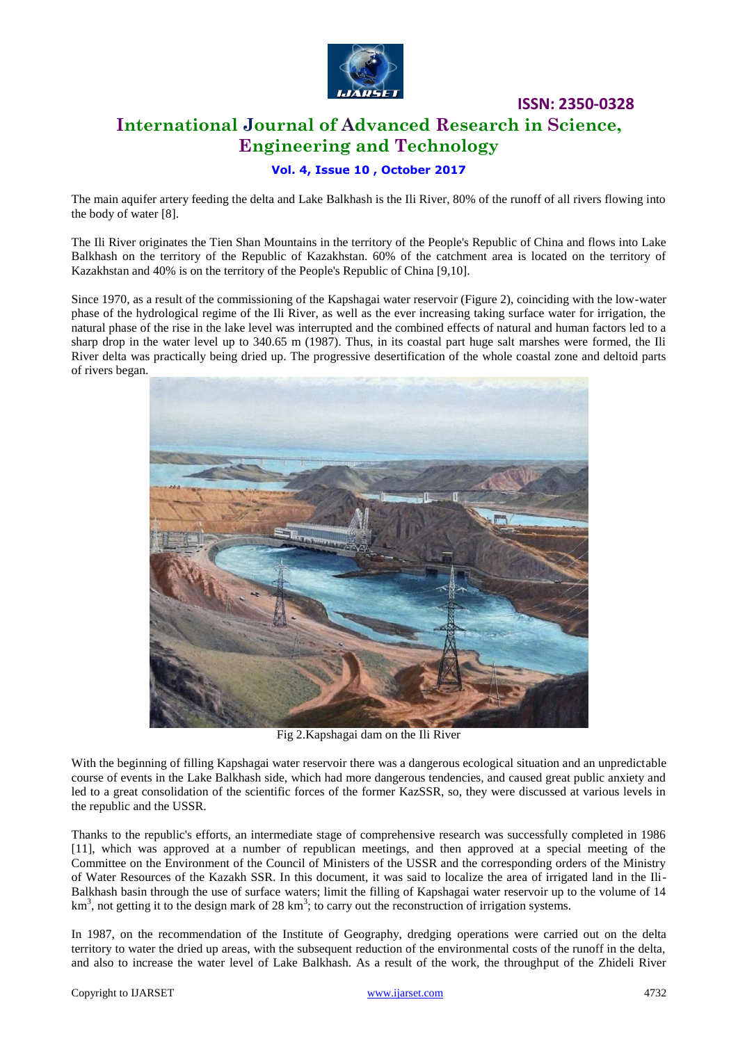The main aquifer artery feeding the delta and Lake Balkhash is the Ili River, 80% of the runoff of all rivers flowing into the body of water [8].

The Ili River originates the Tien Shan Mountains in the territory of the People's Republic of China and flows into Lake Balkhash on the territory of the Republic of Kazakhstan. 60% of the catchment area is located on the territory of Kazakhstan and 40% is on the territory of the People's Republic of China [9,10].

Since 1970, as a result of the commissioning of the Kapshagai water reservoir (Figure 2), coinciding with the low-water phase of the hydrological regime of the Ili River, as well as the ever increasing taking surface water for irrigation, the natural phase of the rise in the lake level was interrupted and the combined effects of natural and human factors led to a sharp drop in the water level up to 340.65 m (1987). Thus, in its coastal part huge salt marshes were formed, the Ili River delta was practically being dried up. The progressive desertification of the whole coastal zone and deltoid parts of rivers began.

Fig 2.Kapshagai dam on the Ili River

With the beginning of filling Kapshagai water reservoir there was a dangerous ecological situation and an unpredictable course of events in the Lake Balkhash side, which had more dangerous tendencies, and caused great public anxiety and led to a great consolidation of the scientific forces of the former KazSSR, so, they were discussed at various levels in the republic and the USSR.

Thanks to the republic's efforts, an intermediate stage of comprehensive research was successfully completed in 1986 [11], which was approved at a number of republican meetings, and then approved at a special meeting of the Committee on the Environment of the Council of Ministers of the USSR and the corresponding orders of the Ministry of Water Resources of the Kazakh SSR. In this document, it was said to localize the area of irrigated land in the Ili-Balkhash basin through the use of surface waters; limit the filling of Kapshagai water reservoir up to the volume of 14 $km^3$, not getting it to the design mark of 28 $km^3$; to carry out the reconstruction of irrigation systems.

In 1987, on the recommendation of the Institute of Geography, dredging operations were carried out on the delta territory to water the dried up areas, with the subsequent reduction of the environmental costs of the runoff in the delta, and also to increase the water level of Lake Balkhash. As a result of the work, the throughput of the Zhideli River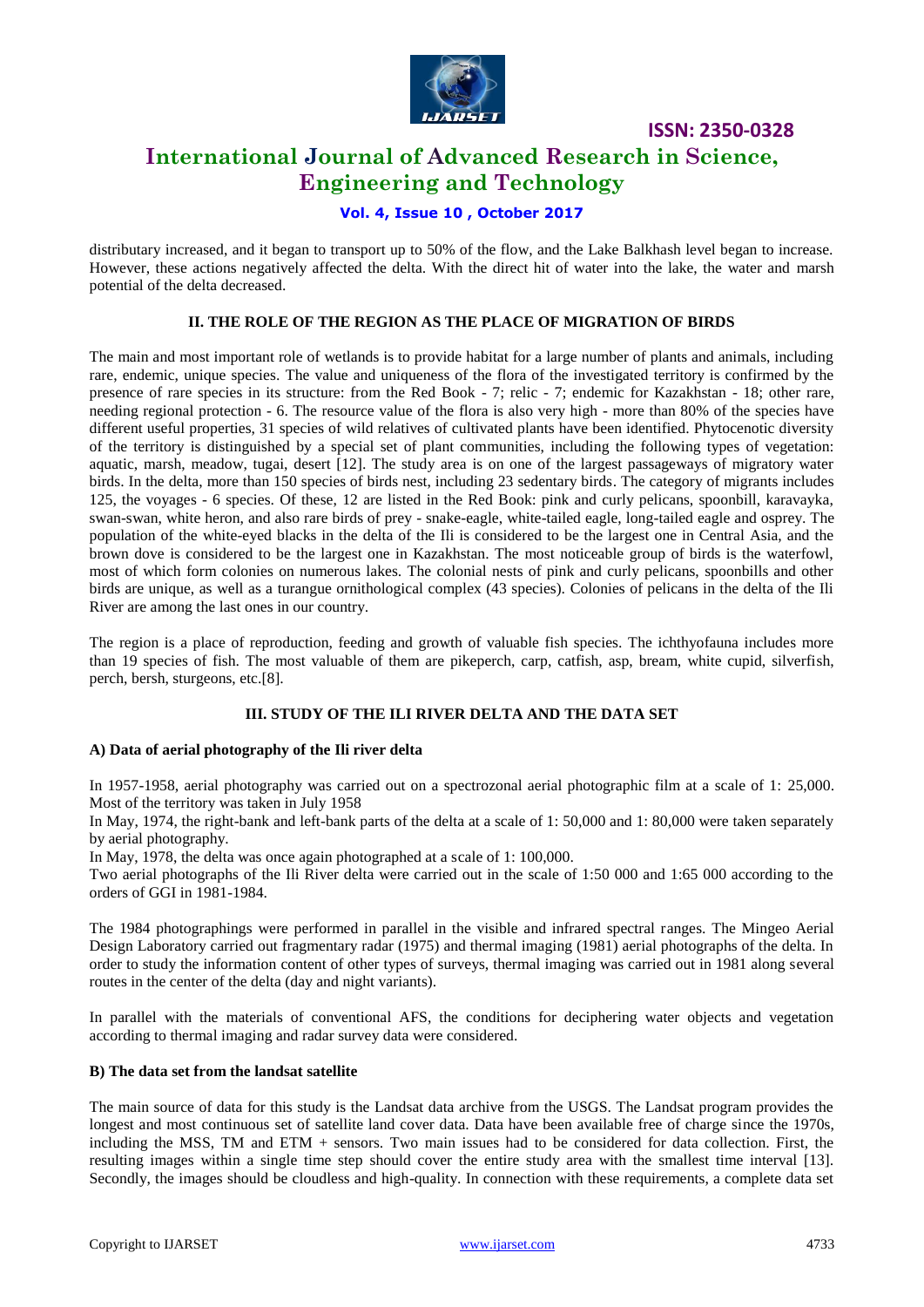distributary increased, and it began to transport up to 50% of the flow, and the Lake Balkhash level began to increase. However, these actions negatively affected the delta. With the direct hit of water into the lake, the water and marsh potential of the delta decreased.

## II. THE ROLE OF THE REGION AS THE PLACE OF MIGRATION OF BIRDS

The main and most important role of wetlands is to provide habitat for a large number of plants and animals, including rare, endemic, unique species. The value and uniqueness of the flora of the investigated territory is confirmed by the presence of rare species in its structure: from the Red Book - 7; relic - 7; endemic for Kazakhstan - 18; other rare, needing regional protection - 6. The resource value of the flora is also very high - more than 80% of the species have different useful properties, 31 species of wild relatives of cultivated plants have been identified. Phytocenotic diversity of the territory is distinguished by a special set of plant communities, including the following types of vegetation: aquatic, marsh, meadow, tugai, desert [12]. The study area is on one of the largest passageways of migratory water birds. In the delta, more than 150 species of birds nest, including 23 sedentary birds. The category of migrants includes 125, the voyages - 6 species. Of these, 12 are listed in the Red Book: pink and curly pelicans, spoonbill, karavayka, swan-swan, white heron, and also rare birds of prey - snake-eagle, white-tailed eagle, long-tailed eagle and osprey. The population of the white-eyed blacks in the delta of the Ili is considered to be the largest one in Central Asia, and the brown dove is considered to be the largest one in Kazakhstan. The most noticeable group of birds is the waterfowl, most of which form colonies on numerous lakes. The colonial nests of pink and curly pelicans, spoonbills and other birds are unique, as well as a turangue ornithological complex (43 species). Colonies of pelicans in the delta of the Ili River are among the last ones in our country.

The region is a place of reproduction, feeding and growth of valuable fish species. The ichthyofauna includes more than 19 species of fish. The most valuable of them are pikeperch, carp, catfish, asp, bream, white cupid, silverfish, perch, bersh, sturgeons, etc.[8].

## III. STUDY OF THE ILI RIVER DELTA AND THE DATA SET

### A) Data of aerial photography of the Ili river delta

In 1957-1958, aerial photography was carried out on a spectrozonal aerial photographic film at a scale of 1: 25,000. Most of the territory was taken in July 1958

In May, 1974, the right-bank and left-bank parts of the delta at a scale of 1: 50,000 and 1: 80,000 were taken separately by aerial photography.

In May, 1978, the delta was once again photographed at a scale of 1: 100,000.

Two aerial photographs of the Ili River delta were carried out in the scale of 1:50 000 and 1:65 000 according to the orders of GGI in 1981-1984.

The 1984 photographings were performed in parallel in the visible and infrared spectral ranges. The Mingeo Aerial Design Laboratory carried out fragmentary radar (1975) and thermal imaging (1981) aerial photographs of the delta. In order to study the information content of other types of surveys, thermal imaging was carried out in 1981 along several routes in the center of the delta (day and night variants).

In parallel with the materials of conventional AFS, the conditions for deciphering water objects and vegetation according to thermal imaging and radar survey data were considered.

### B) The data set from the landsat satellite

The main source of data for this study is the Landsat data archive from the USGS. The Landsat program provides the longest and most continuous set of satellite land cover data. Data have been available free of charge since the 1970s, including the MSS, TM and ETM + sensors. Two main issues had to be considered for data collection. First, the resulting images within a single time step should cover the entire study area with the smallest time interval [13]. Secondly, the images should be cloudless and high-quality. In connection with these requirements, a complete data set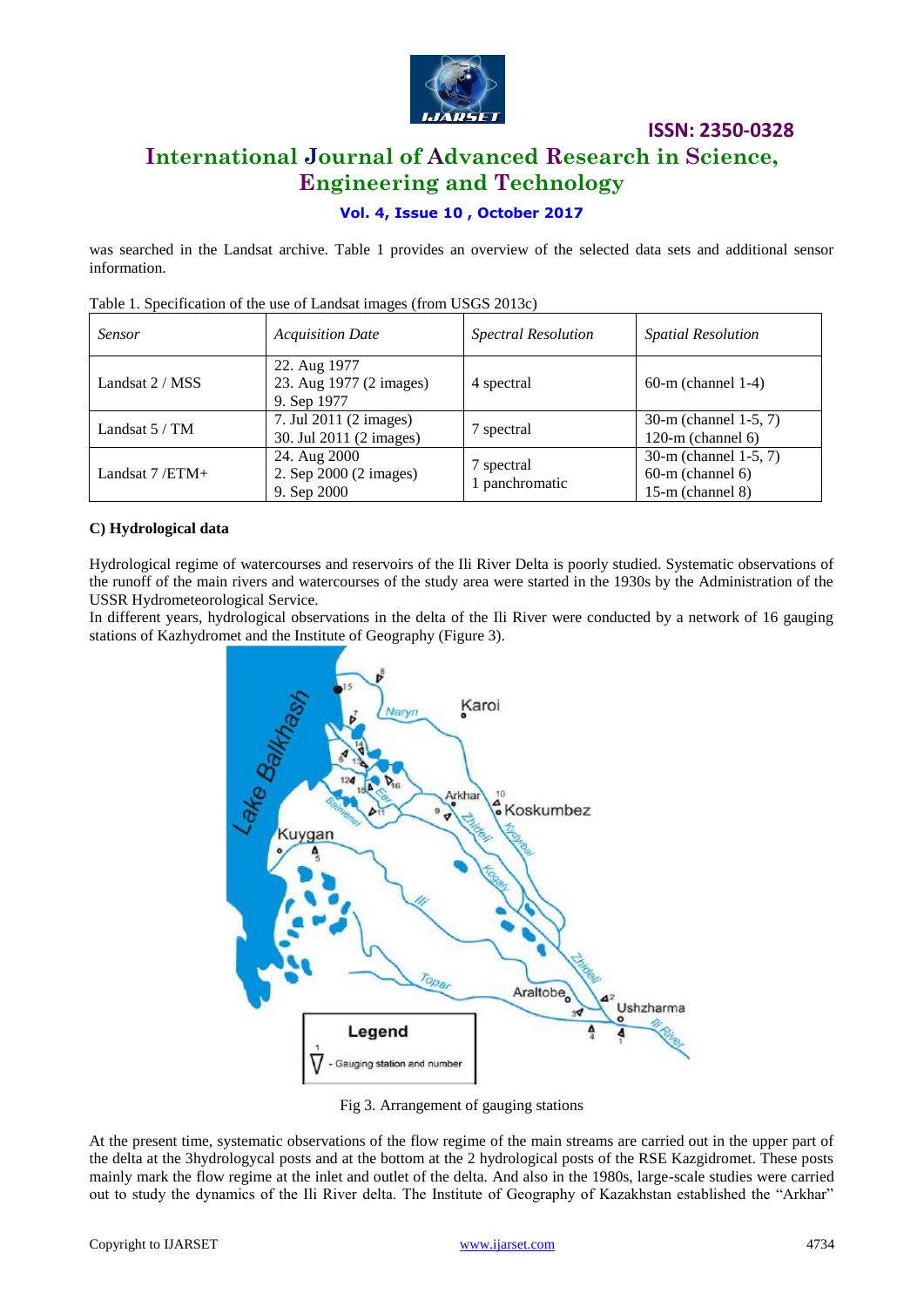was searched in the Landsat archive. Table 1 provides an overview of the selected data sets and additional sensor information.

Table 1. Specification of the use of Landsat images (from USGS 2013c)

| *Sensor* | *Acquisition Date* | *Spectral Resolution* | *Spatial Resolution* |
|---|---|---|---|
| Landsat 2 / MSS | 22. Aug 1977<br>23. Aug 1977 (2 images)<br>9. Sep 1977 | 4 spectral | 60-m (channel 1-4) |
| Landsat 5 / TM | 7. Jul 2011 (2 images)<br>30. Jul 2011 (2 images) | 7 spectral | 30-m (channel 1-5, 7)<br>120-m (channel 6) |
| Landsat 7 /ETM+ | 24. Aug 2000<br>2. Sep 2000 (2 images)<br>9. Sep 2000 | 7 spectral<br>1 panchromatic | 30-m (channel 1-5, 7)<br>60-m (channel 6)<br>15-m (channel 8) |

**C) Hydrological data**

Hydrological regime of watercourses and reservoirs of the Ili River Delta is poorly studied. Systematic observations of the runoff of the main rivers and watercourses of the study area were started in the 1930s by the Administration of the USSR Hydrometeorological Service.

In different years, hydrological observations in the delta of the Ili River were conducted by a network of 16 gauging stations of Kazhydromet and the Institute of Geography (Figure 3).

Fig 3. Arrangement of gauging stations

At the present time, systematic observations of the flow regime of the main streams are carried out in the upper part of the delta at the 3hydrologycal posts and at the bottom at the 2 hydrological posts of the RSE Kazgidromet. These posts mainly mark the flow regime at the inlet and outlet of the delta. And also in the 1980s, large-scale studies were carried out to study the dynamics of the Ili River delta. The Institute of Geography of Kazakhstan established the "Arkhar"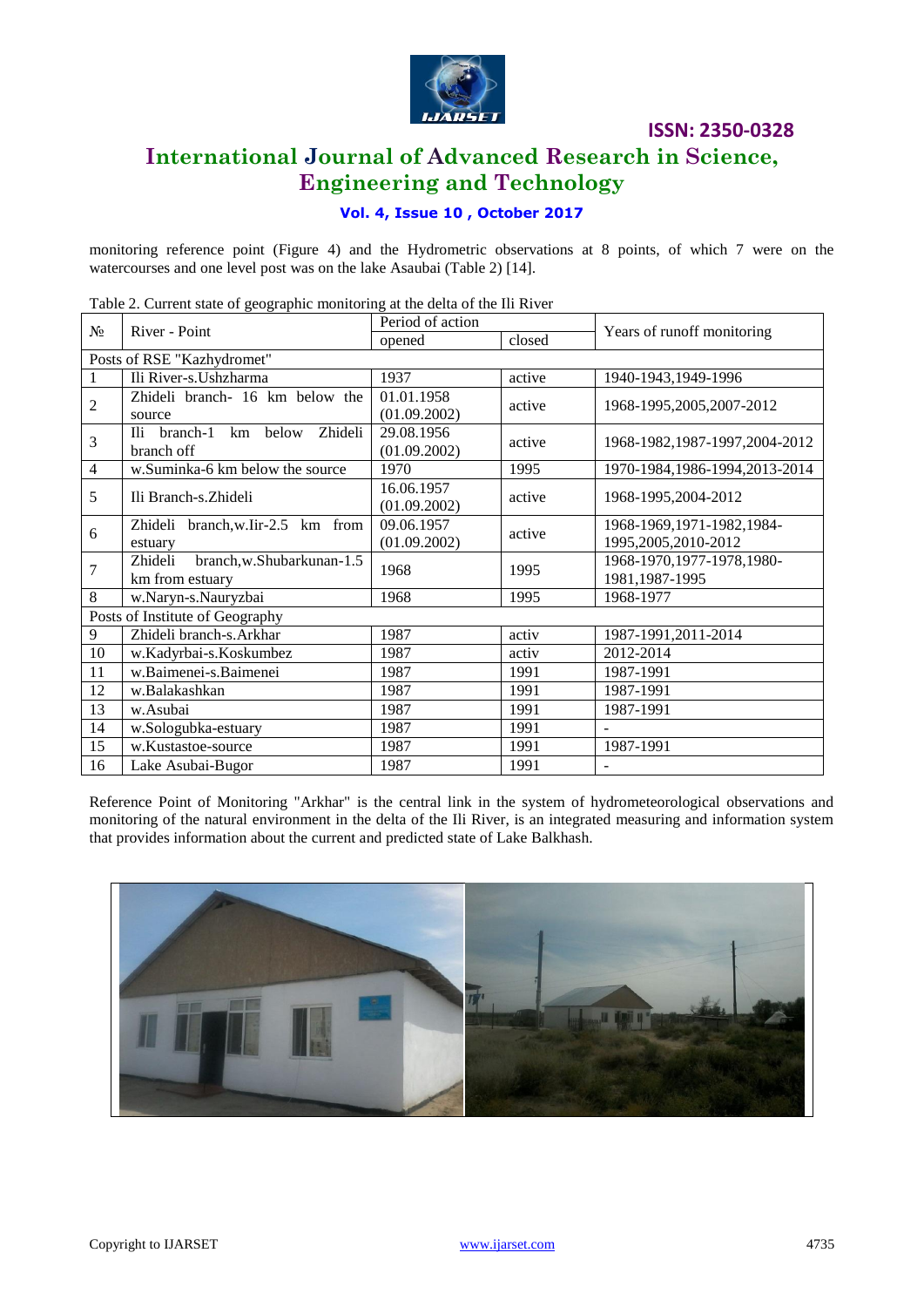monitoring reference point (Figure 4) and the Hydrometric observations at 8 points, of which 7 were on the watercourses and one level post was on the lake Asaubai (Table 2) [14].

Table 2. Current state of geographic monitoring at the delta of the Ili River

| № | River - Point | Period of action | | Years of runoff monitoring |
|---|---|---|---|---|
| | | opened | closed | |
| Posts of RSE "Kazhydromet" | | | | |
| 1 | Ili River-s.Ushzharma | 1937 | active | 1940-1943,1949-1996 |
| 2 | Zhideli branch- 16 km below the source | 01.01.1958 (01.09.2002) | active | 1968-1995,2005,2007-2012 |
| 3 | Ili branch-1 km below Zhideli branch off | 29.08.1956 (01.09.2002) | active | 1968-1982,1987-1997,2004-2012 |
| 4 | w.Suminka-6 km below the source | 1970 | 1995 | 1970-1984,1986-1994,2013-2014 |
| 5 | Ili Branch-s.Zhideli | 16.06.1957 (01.09.2002) | active | 1968-1995,2004-2012 |
| 6 | Zhideli branch,w.Iir-2.5 km from estuary | 09.06.1957 (01.09.2002) | active | 1968-1969,1971-1982,1984-1995,2005,2010-2012 |
| 7 | Zhideli branch,w.Shubarkunan-1.5 km from estuary | 1968 | 1995 | 1968-1970,1977-1978,1980-1981,1987-1995 |
| 8 | w.Naryn-s.Nauryzbai | 1968 | 1995 | 1968-1977 |
| Posts of Institute of Geography | | | | |
| 9 | Zhideli branch-s.Arkhar | 1987 | activ | 1987-1991,2011-2014 |
| 10 | w.Kadyrbai-s.Koskumbez | 1987 | activ | 2012-2014 |
| 11 | w.Baimenei-s.Baimenei | 1987 | 1991 | 1987-1991 |
| 12 | w.Balakashkan | 1987 | 1991 | 1987-1991 |
| 13 | w.Asubai | 1987 | 1991 | 1987-1991 |
| 14 | w.Sologubka-estuary | 1987 | 1991 | - |
| 15 | w.Kustastoe-source | 1987 | 1991 | 1987-1991 |
| 16 | Lake Asubai-Bugor | 1987 | 1991 | - |

Reference Point of Monitoring "Arkhar" is the central link in the system of hydrometeorological observations and monitoring of the natural environment in the delta of the Ili River, is an integrated measuring and information system that provides information about the current and predicted state of Lake Balkhash.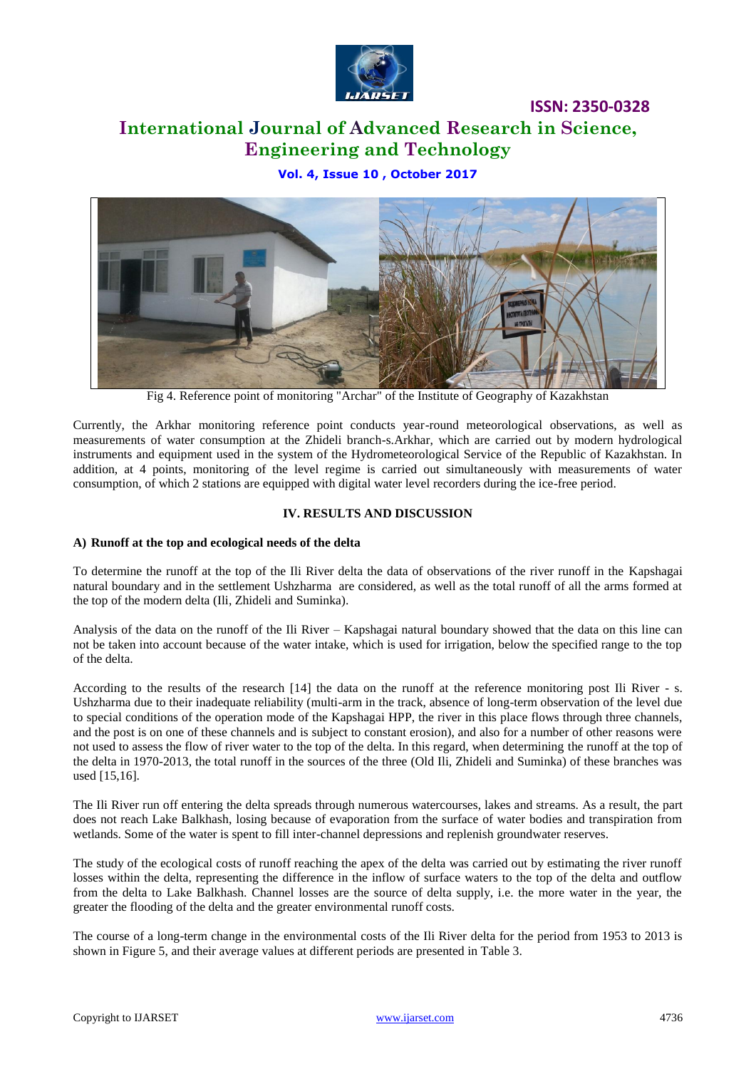Fig 4. Reference point of monitoring "Archar" of the Institute of Geography of Kazakhstan

Currently, the Arkhar monitoring reference point conducts year-round meteorological observations, as well as measurements of water consumption at the Zhideli branch-s.Arkhar, which are carried out by modern hydrological instruments and equipment used in the system of the Hydrometeorological Service of the Republic of Kazakhstan. In addition, at 4 points, monitoring of the level regime is carried out simultaneously with measurements of water consumption, of which 2 stations are equipped with digital water level recorders during the ice-free period.

## IV. RESULTS AND DISCUSSION

### A) Runoff at the top and ecological needs of the delta

To determine the runoff at the top of the Ili River delta the data of observations of the river runoff in the Kapshagai natural boundary and in the settlement Ushzharma are considered, as well as the total runoff of all the arms formed at the top of the modern delta (Ili, Zhideli and Suminka).

Analysis of the data on the runoff of the Ili River – Kapshagai natural boundary showed that the data on this line can not be taken into account because of the water intake, which is used for irrigation, below the specified range to the top of the delta.

According to the results of the research [14] the data on the runoff at the reference monitoring post Ili River - s. Ushzharma due to their inadequate reliability (multi-arm in the track, absence of long-term observation of the level due to special conditions of the operation mode of the Kapshagai HPP, the river in this place flows through three channels, and the post is on one of these channels and is subject to constant erosion), and also for a number of other reasons were not used to assess the flow of river water to the top of the delta. In this regard, when determining the runoff at the top of the delta in 1970-2013, the total runoff in the sources of the three (Old Ili, Zhideli and Suminka) of these branches was used [15,16].

The Ili River run off entering the delta spreads through numerous watercourses, lakes and streams. As a result, the part does not reach Lake Balkhash, losing because of evaporation from the surface of water bodies and transpiration from wetlands. Some of the water is spent to fill inter-channel depressions and replenish groundwater reserves.

The study of the ecological costs of runoff reaching the apex of the delta was carried out by estimating the river runoff losses within the delta, representing the difference in the inflow of surface waters to the top of the delta and outflow from the delta to Lake Balkhash. Channel losses are the source of delta supply, i.e. the more water in the year, the greater the flooding of the delta and the greater environmental runoff costs.

The course of a long-term change in the environmental costs of the Ili River delta for the period from 1953 to 2013 is shown in Figure 5, and their average values at different periods are presented in Table 3.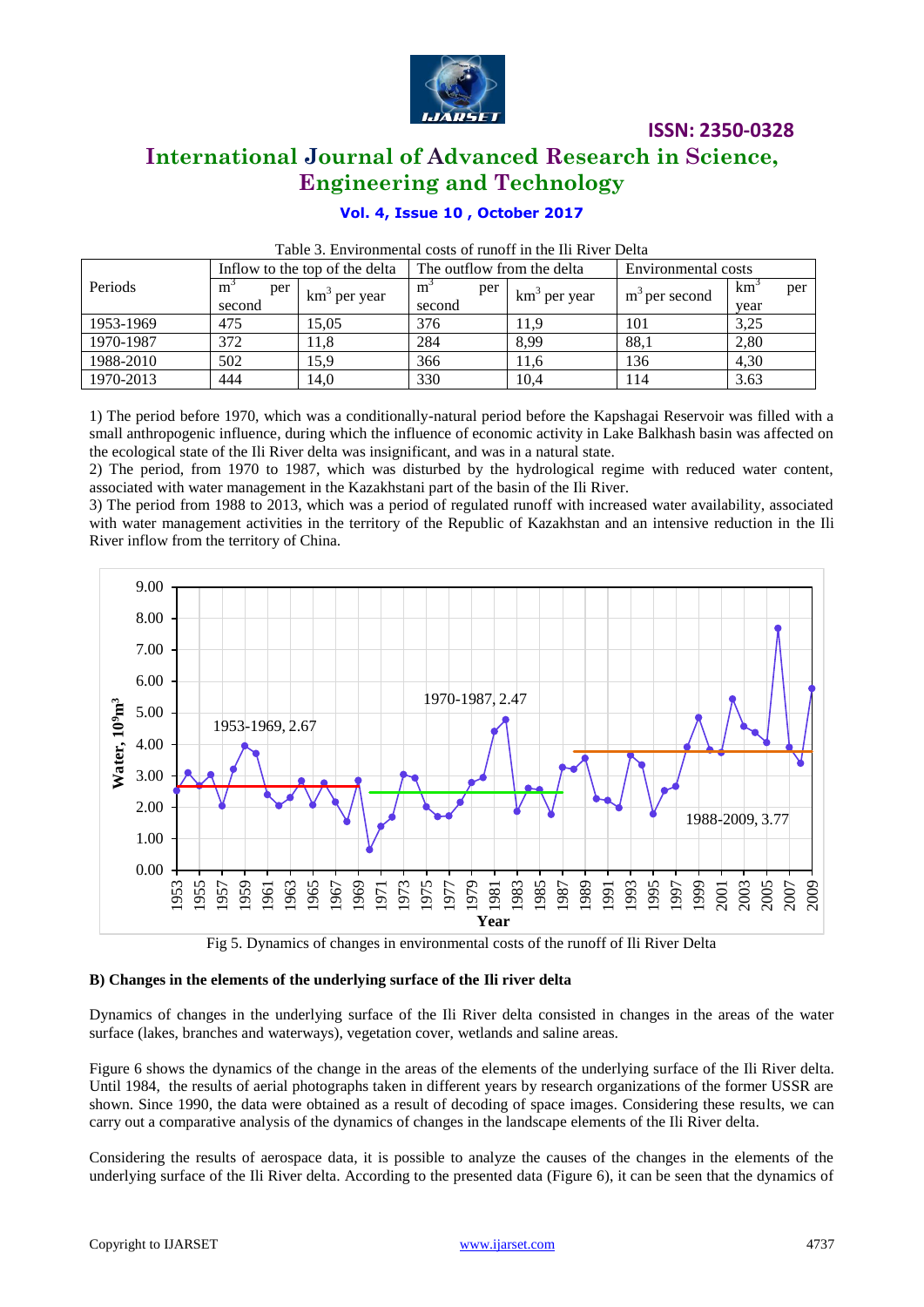Table 3. Environmental costs of runoff in the Ili River Delta

| Periods | Inflow to the top of the delta | | The outflow from the delta | | Environmental costs | |
|---|---|---|---|---|---|---|
| | $m^3$ per second | $km^3$ per year | $m^3$ per second | $km^3$ per year | $m^3$ per second | $km^3$ per year |
| 1953-1969 | 475 | 15,05 | 376 | 11,9 | 101 | 3,25 |
| 1970-1987 | 372 | 11,8 | 284 | 8,99 | 88,1 | 2,80 |
| 1988-2010 | 502 | 15,9 | 366 | 11,6 | 136 | 4,30 |
| 1970-2013 | 444 | 14,0 | 330 | 10,4 | 114 | 3.63 |

1) The period before 1970, which was a conditionally-natural period before the Kapshagai Reservoir was filled with a small anthropogenic influence, during which the influence of economic activity in Lake Balkhash basin was affected on the ecological state of the Ili River delta was insignificant, and was in a natural state.
2) The period, from 1970 to 1987, which was disturbed by the hydrological regime with reduced water content, associated with water management in the Kazakhstani part of the basin of the Ili River.
3) The period from 1988 to 2013, which was a period of regulated runoff with increased water availability, associated with water management activities in the territory of the Republic of Kazakhstan and an intensive reduction in the Ili River inflow from the territory of China.

Fig 5. Dynamics of changes in environmental costs of the runoff of Ili River Delta

**B) Changes in the elements of the underlying surface of the Ili river delta**

Dynamics of changes in the underlying surface of the Ili River delta consisted in changes in the areas of the water surface (lakes, branches and waterways), vegetation cover, wetlands and saline areas.

Figure 6 shows the dynamics of the change in the areas of the elements of the underlying surface of the Ili River delta. Until 1984, the results of aerial photographs taken in different years by research organizations of the former USSR are shown. Since 1990, the data were obtained as a result of decoding of space images. Considering these results, we can carry out a comparative analysis of the dynamics of changes in the landscape elements of the Ili River delta.

Considering the results of aerospace data, it is possible to analyze the causes of the changes in the elements of the underlying surface of the Ili River delta. According to the presented data (Figure 6), it can be seen that the dynamics of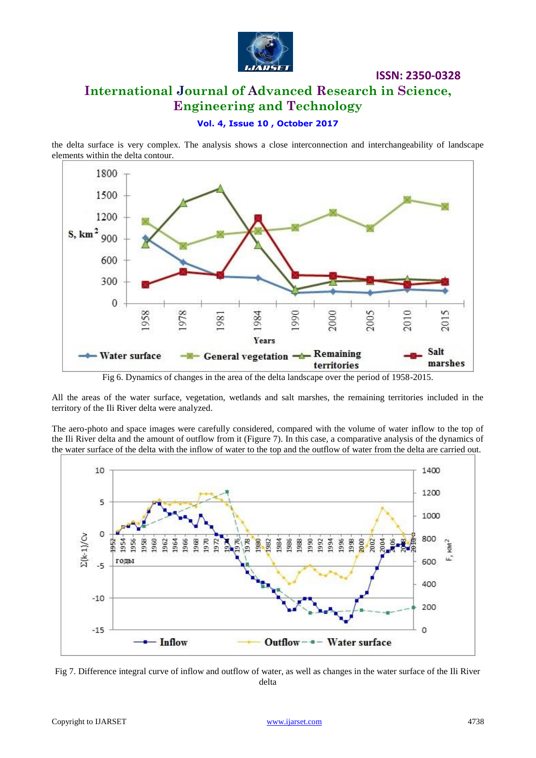the delta surface is very complex. The analysis shows a close interconnection and interchangeability of landscape elements within the delta contour.

Fig 6. Dynamics of changes in the area of the delta landscape over the period of 1958-2015.

All the areas of the water surface, vegetation, wetlands and salt marshes, the remaining territories included in the territory of the Ili River delta were analyzed.

The aero-photo and space images were carefully considered, compared with the volume of water inflow to the top of the Ili River delta and the amount of outflow from it (Figure 7). In this case, a comparative analysis of the dynamics of the water surface of the delta with the inflow of water to the top and the outflow of water from the delta are carried out.

Fig 7. Difference integral curve of inflow and outflow of water, as well as changes in the water surface of the Ili River delta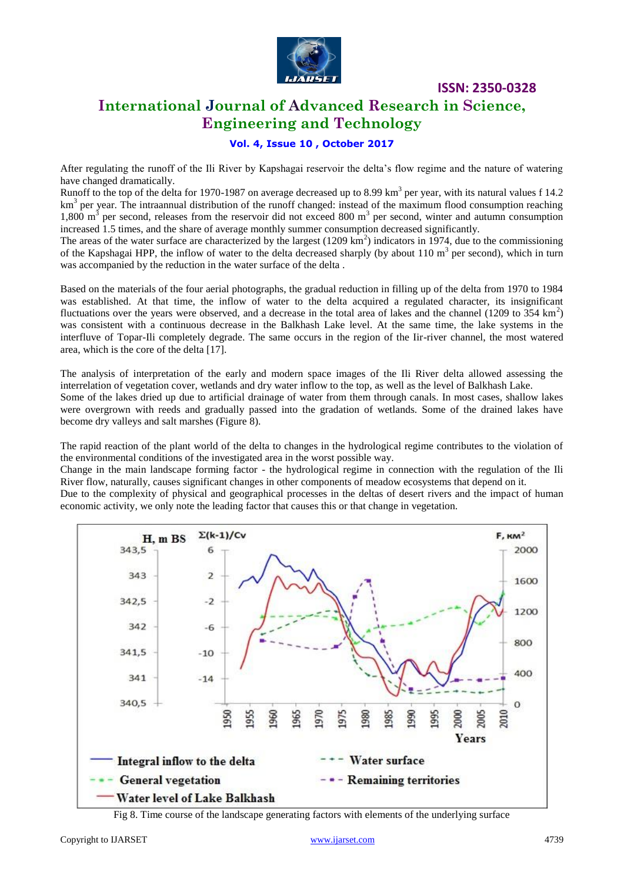After regulating the runoff of the Ili River by Kapshagai reservoir the delta's flow regime and the nature of watering have changed dramatically.

Runoff to the top of the delta for 1970-1987 on average decreased up to 8.99 $km^3$ per year, with its natural values f 14.2 $km^3$ per year. The intraannual distribution of the runoff changed: instead of the maximum flood consumption reaching 1,800 $m^3$ per second, releases from the reservoir did not exceed 800 $m^3$ per second, winter and autumn consumption increased 1.5 times, and the share of average monthly summer consumption decreased significantly.

The areas of the water surface are characterized by the largest (1209 $km^2$) indicators in 1974, due to the commissioning of the Kapshagai HPP, the inflow of water to the delta decreased sharply (by about 110 $m^3$ per second), which in turn was accompanied by the reduction in the water surface of the delta .

Based on the materials of the four aerial photographs, the gradual reduction in filling up of the delta from 1970 to 1984 was established. At that time, the inflow of water to the delta acquired a regulated character, its insignificant fluctuations over the years were observed, and a decrease in the total area of lakes and the channel (1209 to 354 $km^2$) was consistent with a continuous decrease in the Balkhash Lake level. At the same time, the lake systems in the interfluve of Topar-Ili completely degrade. The same occurs in the region of the Iir-river channel, the most watered area, which is the core of the delta [17].

The analysis of interpretation of the early and modern space images of the Ili River delta allowed assessing the interrelation of vegetation cover, wetlands and dry water inflow to the top, as well as the level of Balkhash Lake.

Some of the lakes dried up due to artificial drainage of water from them through canals. In most cases, shallow lakes were overgrown with reeds and gradually passed into the gradation of wetlands. Some of the drained lakes have become dry valleys and salt marshes (Figure 8).

The rapid reaction of the plant world of the delta to changes in the hydrological regime contributes to the violation of the environmental conditions of the investigated area in the worst possible way.

Change in the main landscape forming factor - the hydrological regime in connection with the regulation of the Ili River flow, naturally, causes significant changes in other components of meadow ecosystems that depend on it.

Due to the complexity of physical and geographical processes in the deltas of desert rivers and the impact of human economic activity, we only note the leading factor that causes this or that change in vegetation.

Fig 8. Time course of the landscape generating factors with elements of the underlying surface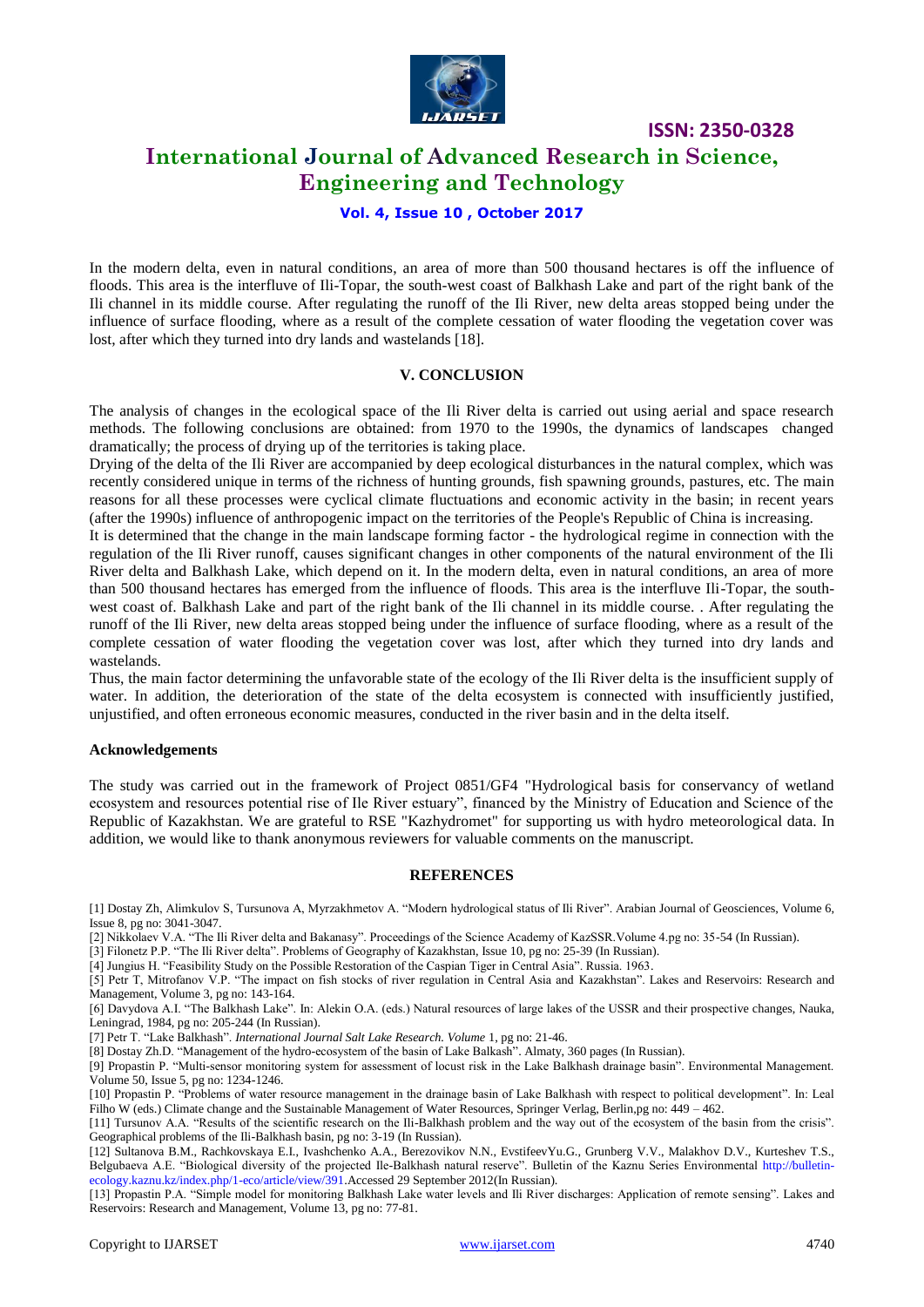In the modern delta, even in natural conditions, an area of more than 500 thousand hectares is off the influence of floods. This area is the interfluve of Ili-Topar, the south-west coast of Balkhash Lake and part of the right bank of the Ili channel in its middle course. After regulating the runoff of the Ili River, new delta areas stopped being under the influence of surface flooding, where as a result of the complete cessation of water flooding the vegetation cover was lost, after which they turned into dry lands and wastelands [18].

## V. CONCLUSION

The analysis of changes in the ecological space of the Ili River delta is carried out using aerial and space research methods. The following conclusions are obtained: from 1970 to the 1990s, the dynamics of landscapes changed dramatically; the process of drying up of the territories is taking place.

Drying of the delta of the Ili River are accompanied by deep ecological disturbances in the natural complex, which was recently considered unique in terms of the richness of hunting grounds, fish spawning grounds, pastures, etc. The main reasons for all these processes were cyclical climate fluctuations and economic activity in the basin; in recent years (after the 1990s) influence of anthropogenic impact on the territories of the People's Republic of China is increasing.

It is determined that the change in the main landscape forming factor - the hydrological regime in connection with the regulation of the Ili River runoff, causes significant changes in other components of the natural environment of the Ili River delta and Balkhash Lake, which depend on it. In the modern delta, even in natural conditions, an area of more than 500 thousand hectares has emerged from the influence of floods. This area is the interfluve Ili-Topar, the south-west coast of. Balkhash Lake and part of the right bank of the Ili channel in its middle course. . After regulating the runoff of the Ili River, new delta areas stopped being under the influence of surface flooding, where as a result of the complete cessation of water flooding the vegetation cover was lost, after which they turned into dry lands and wastelands.

Thus, the main factor determining the unfavorable state of the ecology of the Ili River delta is the insufficient supply of water. In addition, the deterioration of the state of the delta ecosystem is connected with insufficiently justified, unjustified, and often erroneous economic measures, conducted in the river basin and in the delta itself.

### Acknowledgements

The study was carried out in the framework of Project 0851/GF4 "Hydrological basis for conservancy of wetland ecosystem and resources potential rise of Ile River estuary", financed by the Ministry of Education and Science of the Republic of Kazakhstan. We are grateful to RSE "Kazhydromet" for supporting us with hydro meteorological data. In addition, we would like to thank anonymous reviewers for valuable comments on the manuscript.

## REFERENCES

[1] Dostay Zh, Alimkulov S, Tursunova A, Myrzakhmetov A. "Modern hydrological status of Ili River". Arabian Journal of Geosciences, Volume 6, Issue 8, pg no: 3041-3047.

[2] Nikkolaev V.A. "The Ili River delta and Bakanasy". Proceedings of the Science Academy of KazSSR.Volume 4.pg no: 35-54 (In Russian).

[3] Filonetz P.P. "The Ili River delta". Problems of Geography of Kazakhstan, Issue 10, pg no: 25-39 (In Russian).

[4] Jungius H. "Feasibility Study on the Possible Restoration of the Caspian Tiger in Central Asia". Russia. 1963.

[5] Petr T, Mitrofanov V.P. "The impact on fish stocks of river regulation in Central Asia and Kazakhstan". Lakes and Reservoirs: Research and Management, Volume 3, pg no: 143-164.

[6] Davydova A.I. "The Balkhash Lake". In: Alekin O.A. (eds.) Natural resources of large lakes of the USSR and their prospective changes, Nauka, Leningrad, 1984, pg no: 205-244 (In Russian).

[7] Petr T. "Lake Balkhash". *International Journal Salt Lake Research. Volume* 1, pg no: 21-46.

[8] Dostay Zh.D. "Management of the hydro-ecosystem of the basin of Lake Balkash". Almaty, 360 pages (In Russian).

[9] Propastin P. "Multi-sensor monitoring system for assessment of locust risk in the Lake Balkhash drainage basin". Environmental Management. Volume 50, Issue 5, pg no: 1234-1246.

[10] Propastin P. "Problems of water resource management in the drainage basin of Lake Balkhash with respect to political development". In: Leal Filho W (eds.) Climate change and the Sustainable Management of Water Resources, Springer Verlag, Berlin,pg no: 449 – 462.

[11] Tursunov A.A. "Results of the scientific research on the Ili-Balkhash problem and the way out of the ecosystem of the basin from the crisis". Geographical problems of the Ili-Balkhash basin, pg no: 3-19 (In Russian).

[12] Sultanova B.M., Rachkovskaya E.I., Ivashchenko A.A., Berezovikov N.N., EvstifeevYu.G., Grunberg V.V., Malakhov D.V., Kurteshev T.S., Belgubaeva A.E. "Biological diversity of the projected Ile-Balkhash natural reserve". Bulletin of the Kaznu Series Environmental http://bulletin-ecology.kaznu.kz/index.php/1-eco/article/view/391.Accessed 29 September 2012(In Russian).

[13] Propastin P.A. "Simple model for monitoring Balkhash Lake water levels and Ili River discharges: Application of remote sensing". Lakes and Reservoirs: Research and Management, Volume 13, pg no: 77-81.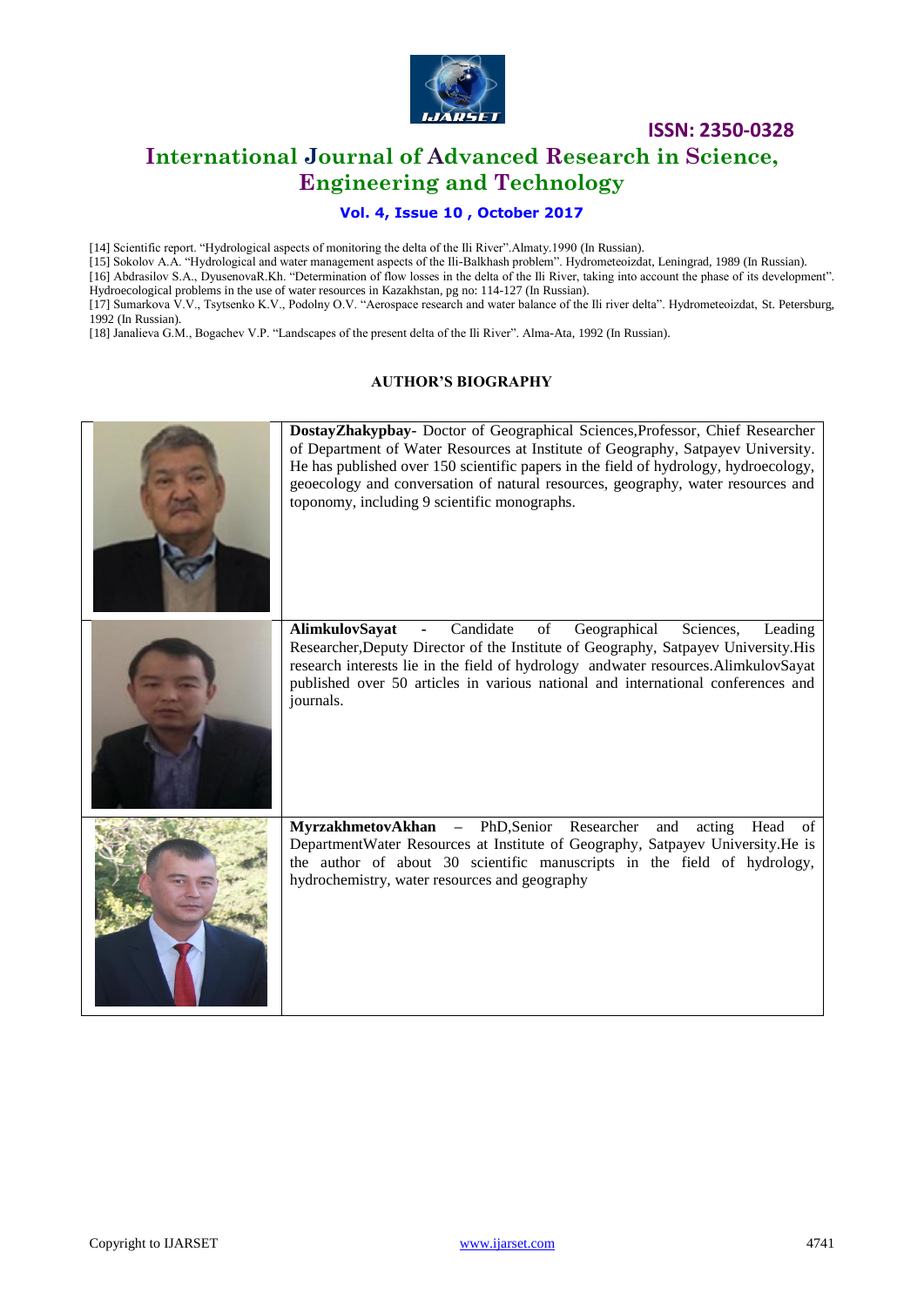[14] Scientific report. "Hydrological aspects of monitoring the delta of the Ili River".Almaty.1990 (In Russian).

[15] Sokolov A.A. "Hydrological and water management aspects of the Ili-Balkhash problem". Hydrometeoizdat, Leningrad, 1989 (In Russian).

[16] Abdrasilov S.A., DyusenovaR.Kh. "Determination of flow losses in the delta of the Ili River, taking into account the phase of its development". Hydroecological problems in the use of water resources in Kazakhstan, pg no: 114-127 (In Russian).

[17] Sumarkova V.V., Tsytsenko K.V., Podolny O.V. "Aerospace research and water balance of the Ili river delta". Hydrometeoizdat, St. Petersburg, 1992 (In Russian).

[18] Janalieva G.M., Bogachev V.P. "Landscapes of the present delta of the Ili River". Alma-Ata, 1992 (In Russian).

## AUTHOR'S BIOGRAPHY

| | |
|---|---|
| | **DostayZhakypbay-** Doctor of Geographical Sciences,Professor, Chief Researcher of Department of Water Resources at Institute of Geography, Satpayev University. He has published over 150 scientific papers in the field of hydrology, hydroecology, geoecology and conversation of natural resources, geography, water resources and toponomy, including 9 scientific monographs. |
| | **AlimkulovSayat** - Candidate of Geographical Sciences, Leading Researcher,Deputy Director of the Institute of Geography, Satpayev University.His research interests lie in the field of hydrology andwater resources.AlimkulovSayat published over 50 articles in various national and international conferences and journals. |
| | **MyrzakhmetovAkhan** – PhD,Senior Researcher and acting Head of DepartmentWater Resources at Institute of Geography, Satpayev University.He is the author of about 30 scientific manuscripts in the field of hydrology, hydrochemistry, water resources and geography |